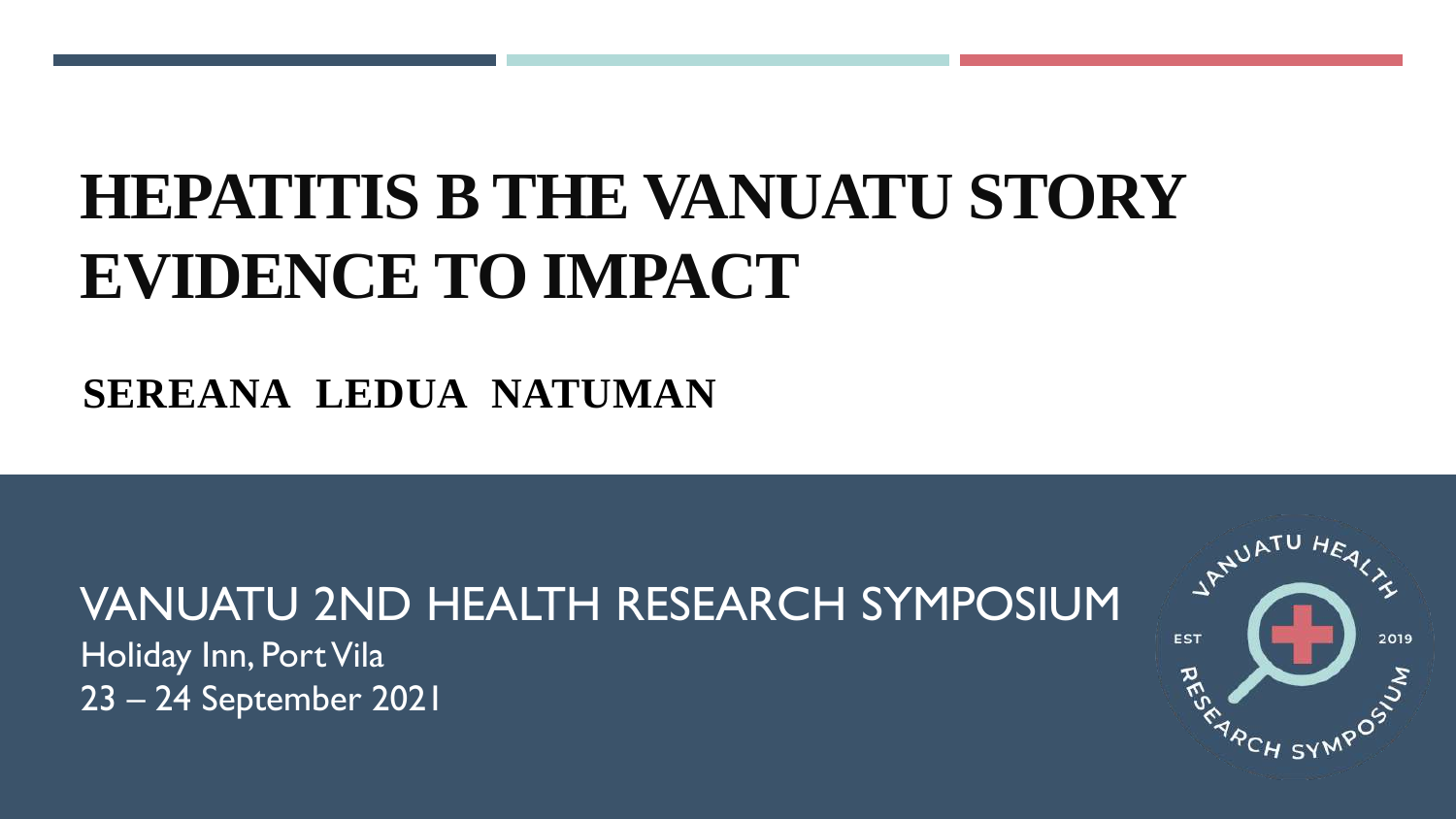# HEPATITIS B THE VANUATU STORY EVIDENCE TO IMPACT

**SEREANA LEDUA NATUMAN**

VANUATU 2ND HEALTH RESEARCH SYMPOSIUM

Holiday Inn, Port Vila

23 – 24 September 2021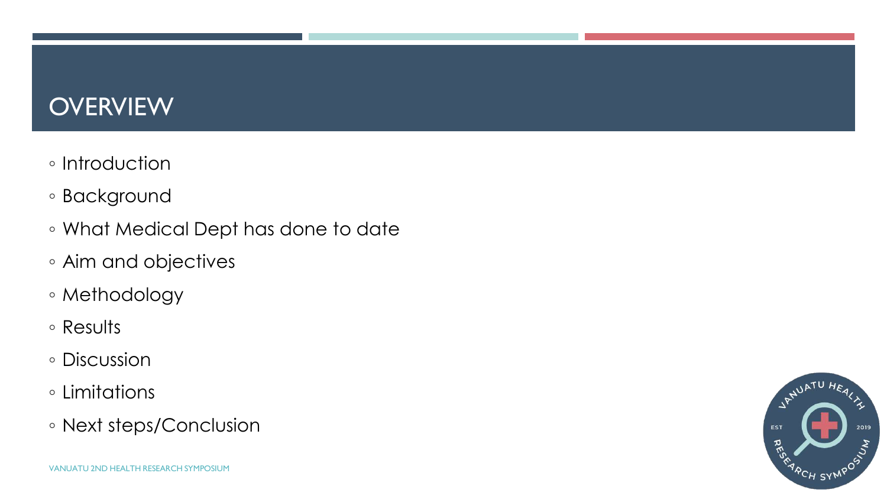# OVERVIEW

- Introduction
- Background
- What Medical Dept has done to date
- Aim and objectives
- Methodology
- Results
- Discussion
- Limitations
- Next steps/Conclusion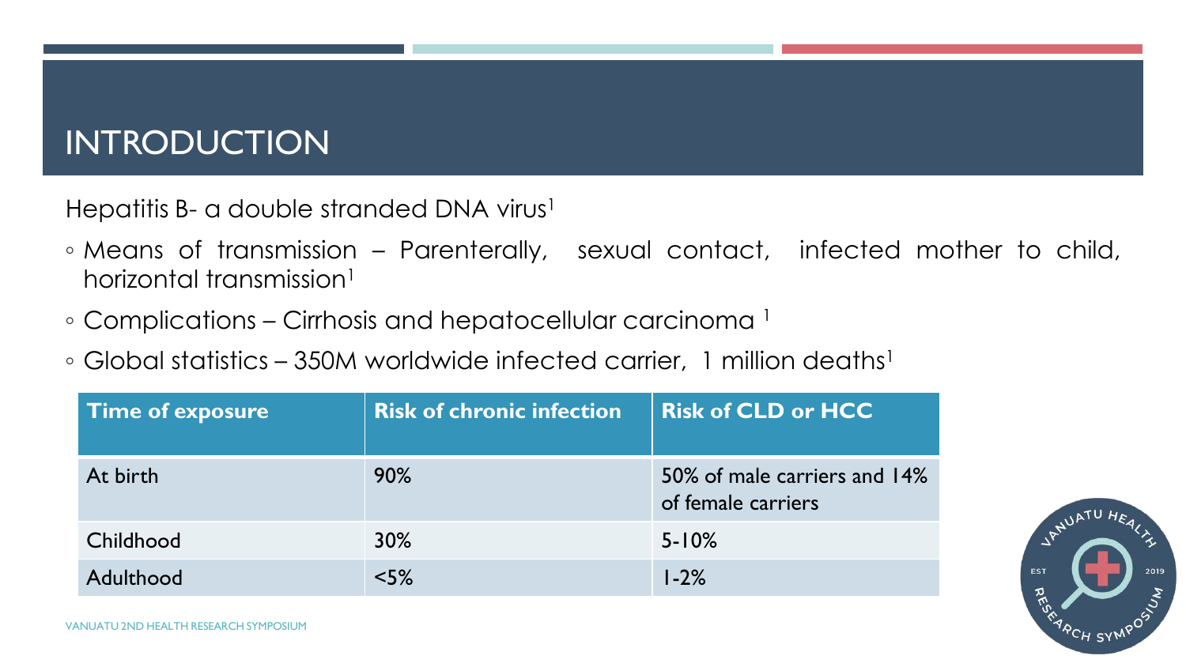# INTRODUCTION

Hepatitis B- a double stranded DNA virus[1]

- Means of transmission – Parenterally, sexual contact, infected mother to child, horizontal transmission[1]
- Complications – Cirrhosis and hepatocellular carcinoma [1]
- Global statistics – 350M worldwide infected carrier, 1 million deaths[1]

| Time of exposure | Risk of chronic infection | Risk of CLD or HCC |
|---|---|---|
| At birth | 90% | 50% of male carriers and 14% of female carriers |
| Childhood | 30% | 5-10% |
| Adulthood | <5% | 1-2% |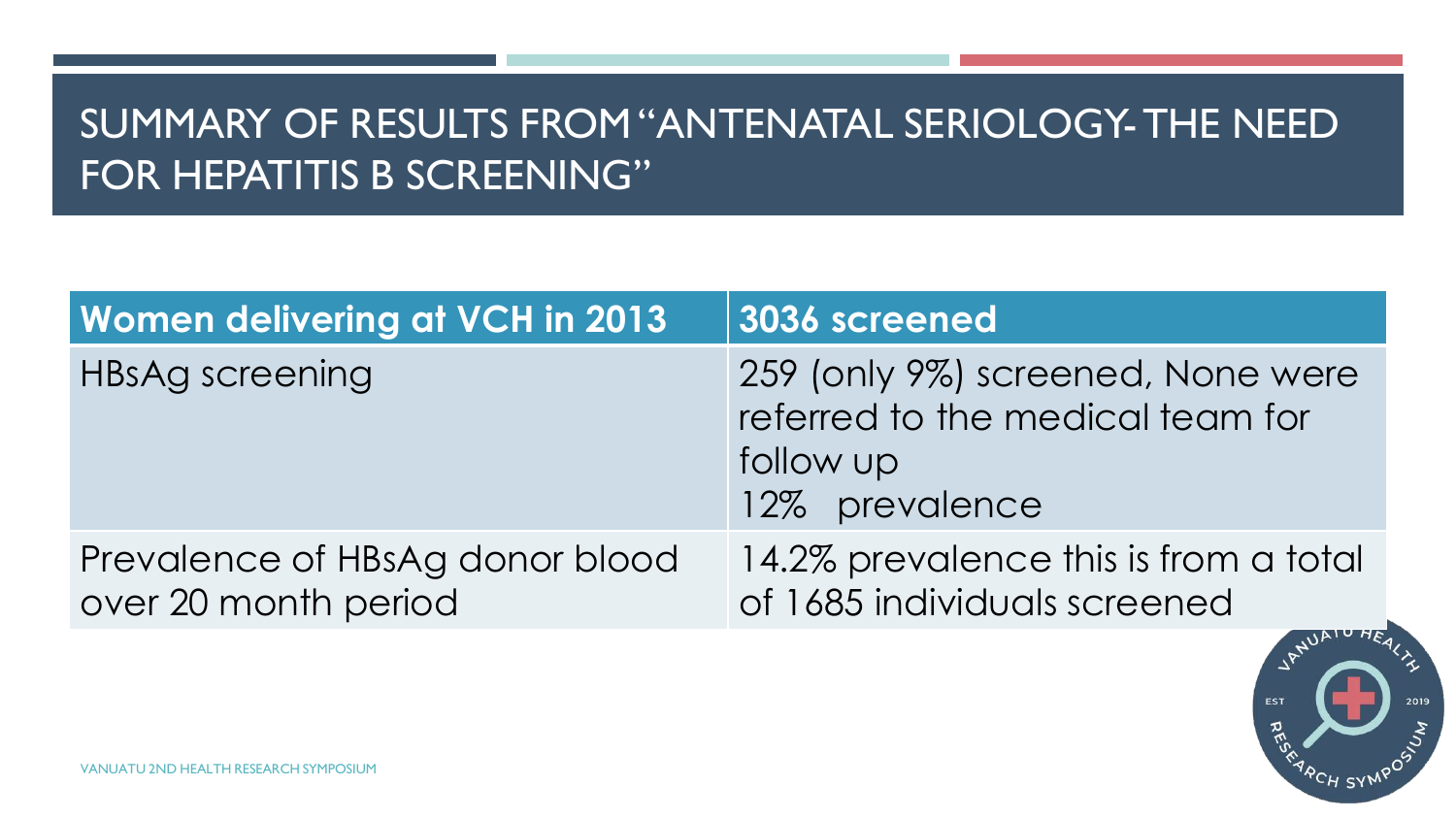# SUMMARY OF RESULTS FROM "ANTENATAL SERIOLOGY- THE NEED FOR HEPATITIS B SCREENING"

| Women delivering at VCH in 2013 | 3036 screened |
|---|---|
| HBsAg screening | 259 (only 9%) screened, None were referred to the medical team for follow up<br>12% prevalence |
| Prevalence of HBsAg donor blood over 20 month period | 14.2% prevalence this is from a total of 1685 individuals screened |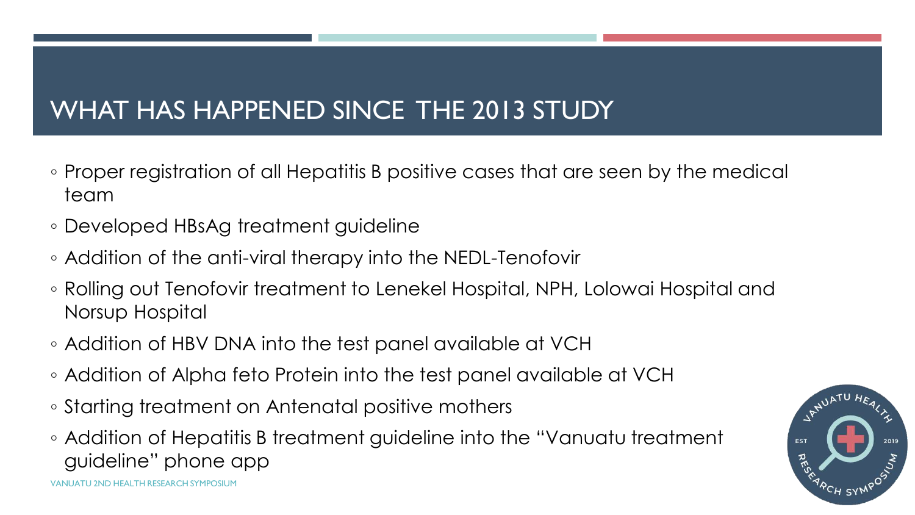# WHAT HAS HAPPENED SINCE THE 2013 STUDY

- Proper registration of all Hepatitis B positive cases that are seen by the medical team
- Developed HBsAg treatment guideline
- Addition of the anti-viral therapy into the NEDL-Tenofovir
- Rolling out Tenofovir treatment to Lenekel Hospital, NPH, Lolowai Hospital and Norsup Hospital
- Addition of HBV DNA into the test panel available at VCH
- Addition of Alpha feto Protein into the test panel available at VCH
- Starting treatment on Antenatal positive mothers
- Addition of Hepatitis B treatment guideline into the "Vanuatu treatment guideline" phone app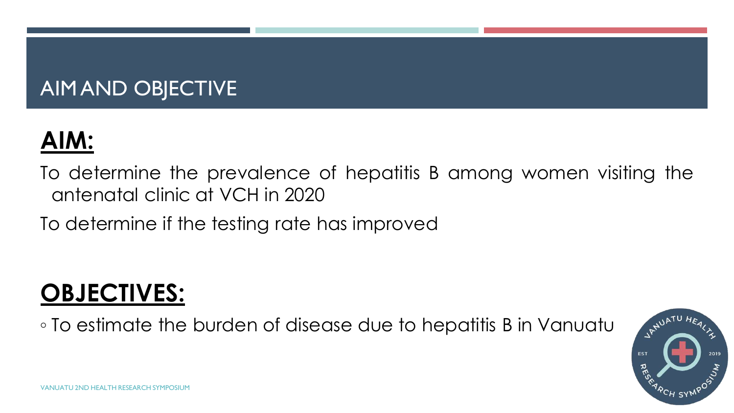# AIM AND OBJECTIVE

## **AIM:**

To determine the prevalence of hepatitis B among women visiting the antenatal clinic at VCH in 2020

To determine if the testing rate has improved

## **OBJECTIVES:**

- To estimate the burden of disease due to hepatitis B in Vanuatu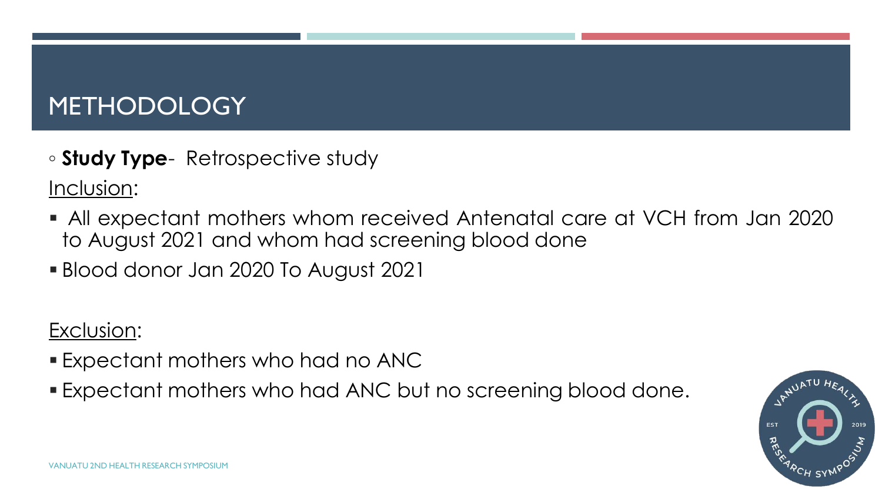# METHODOLOGY

- **Study Type**- Retrospective study

Inclusion:

- All expectant mothers whom received Antenatal care at VCH from Jan 2020 to August 2021 and whom had screening blood done
- Blood donor Jan 2020 To August 2021

Exclusion:

- Expectant mothers who had no ANC
- Expectant mothers who had ANC but no screening blood done.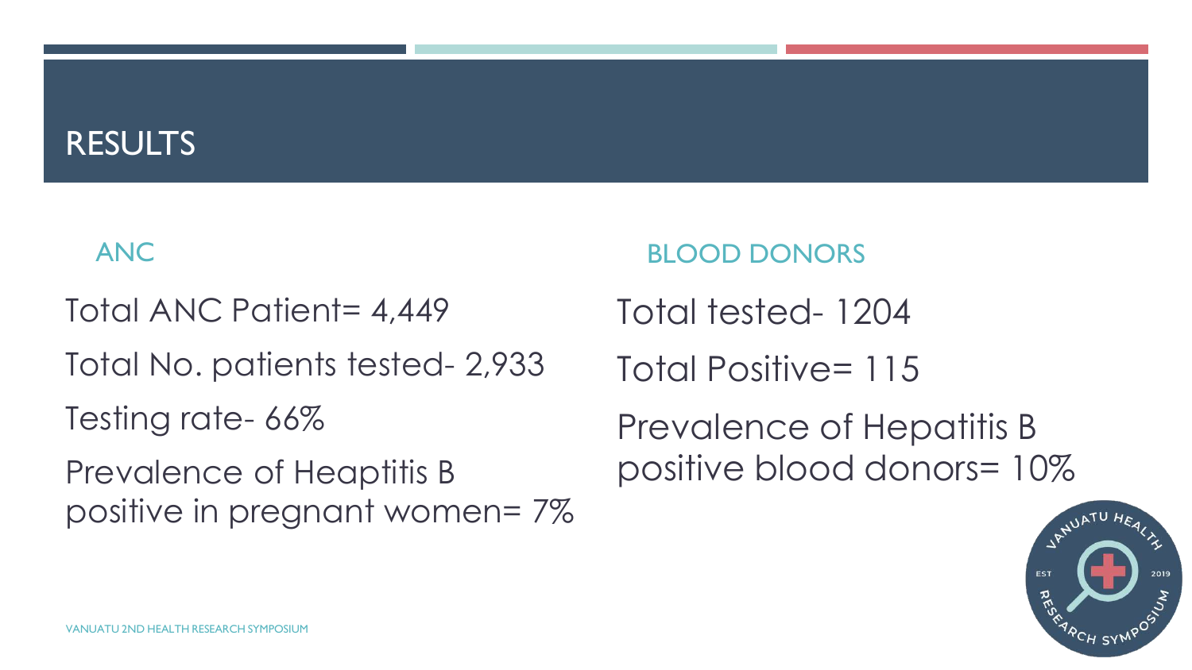# RESULTS

## ANC

Total ANC Patient= 4,449

Total No. patients tested- 2,933

Testing rate- 66%

Prevalence of Heaptitis B positive in pregnant women= 7%

## BLOOD DONORS

Total tested- 1204

Total Positive= 115

Prevalence of Hepatitis B positive blood donors= 10%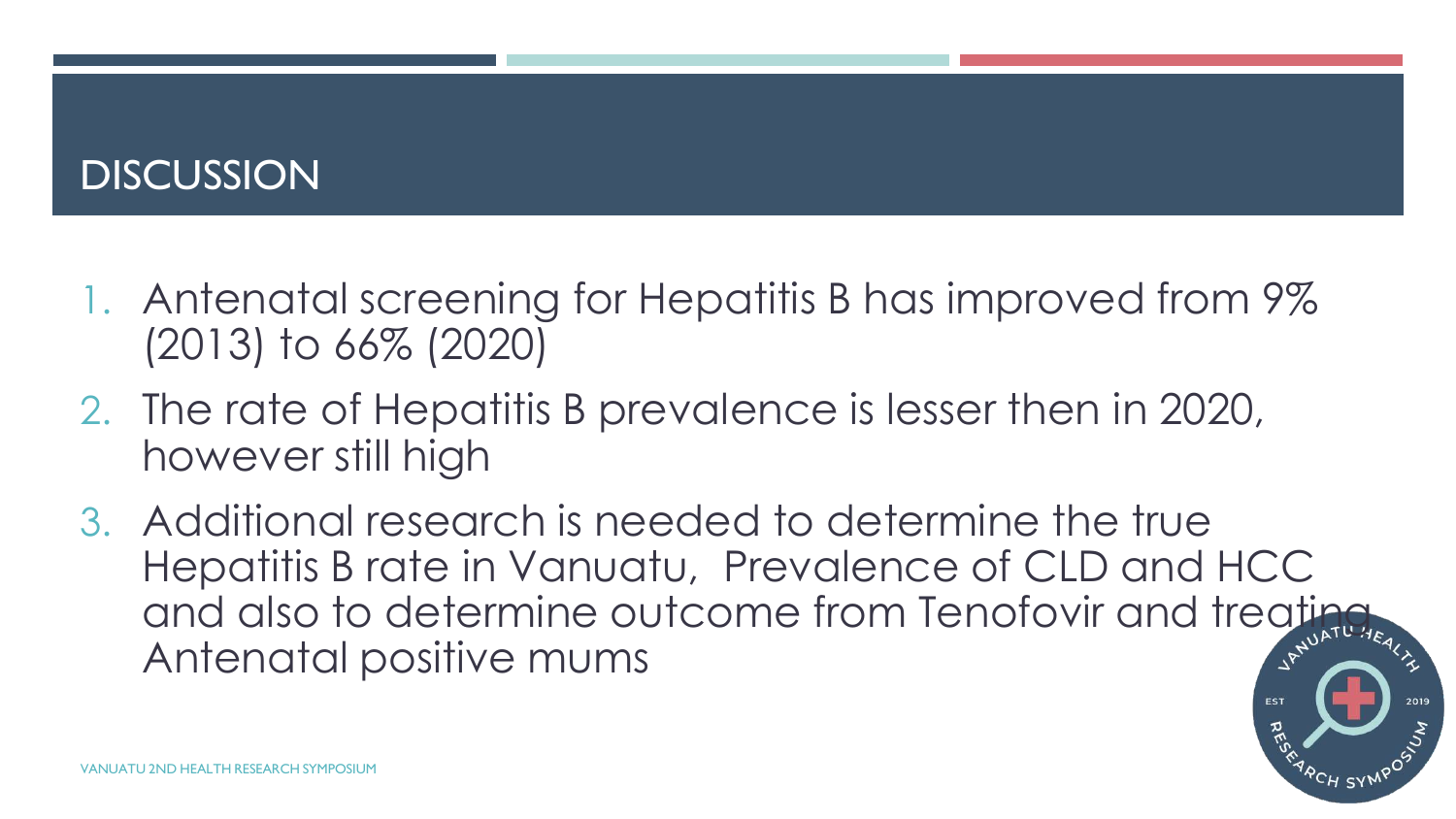# DISCUSSION

1. Antenatal screening for Hepatitis B has improved from 9% (2013) to 66% (2020)
2. The rate of Hepatitis B prevalence is lesser then in 2020, however still high
3. Additional research is needed to determine the true Hepatitis B rate in Vanuatu, Prevalence of CLD and HCC and also to determine outcome from Tenofovir and treating Antenatal positive mums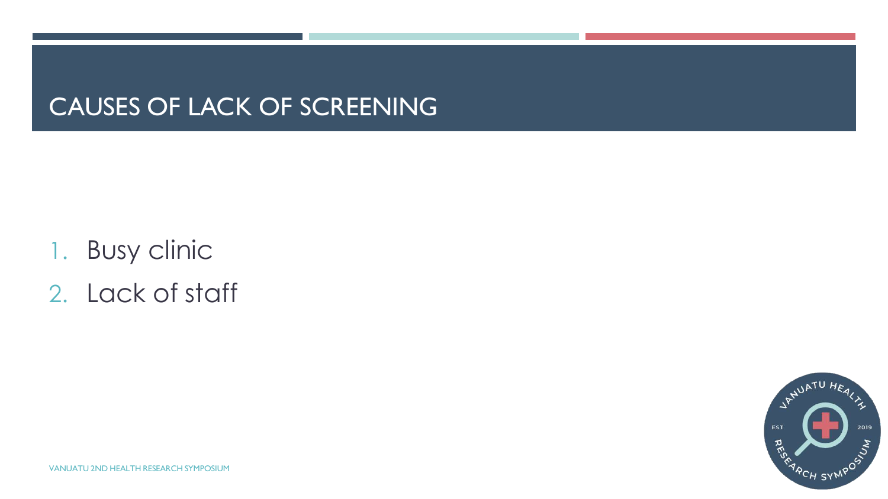# CAUSES OF LACK OF SCREENING

1. Busy clinic
2. Lack of staff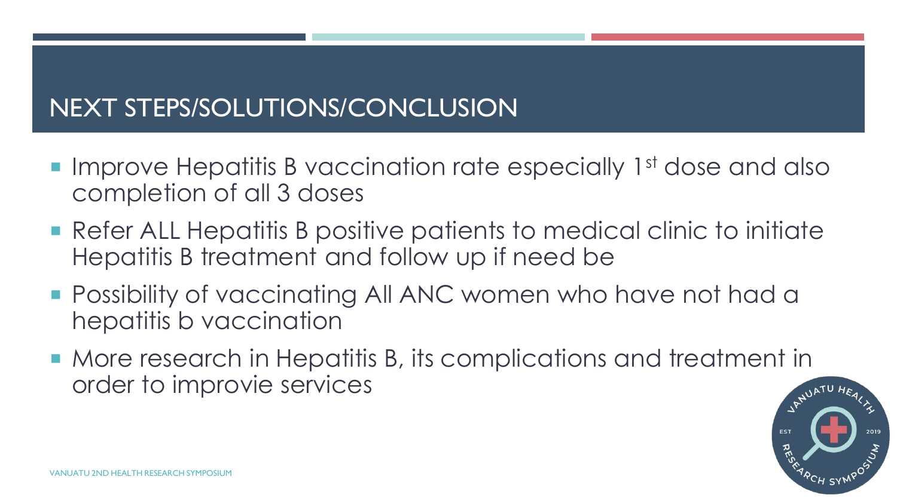# NEXT STEPS/SOLUTIONS/CONCLUSION

- Improve Hepatitis B vaccination rate especially 1st dose and also completion of all 3 doses
- Refer ALL Hepatitis B positive patients to medical clinic to initiate Hepatitis B treatment and follow up if need be
- Possibility of vaccinating All ANC women who have not had a hepatitis b vaccination
- More research in Hepatitis B, its complications and treatment in order to improvie services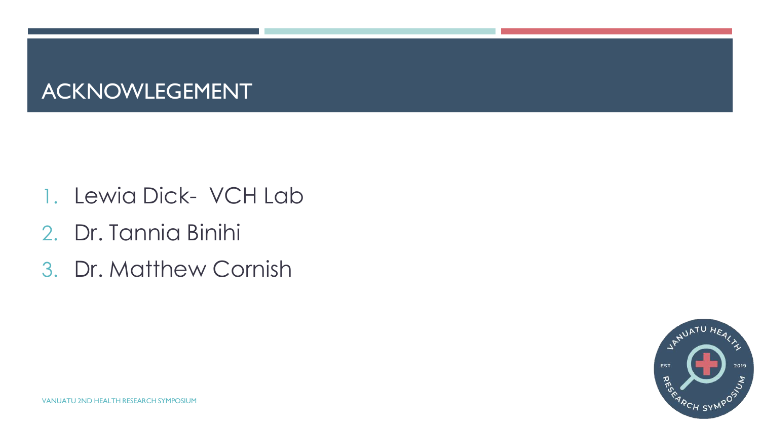# ACKNOWLEGEMENT

1. Lewia Dick- VCH Lab
2. Dr. Tannia Binihi
3. Dr. Matthew Cornish